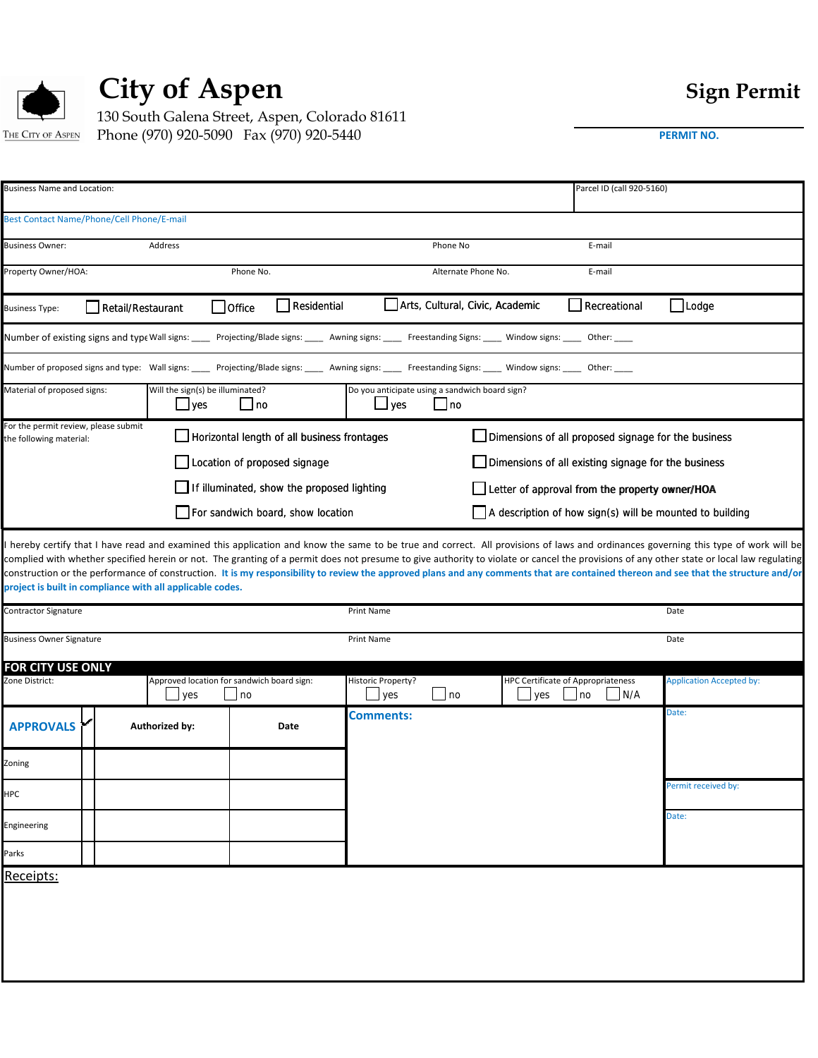# City of Aspen

THE CITY OF ASPEN

130 South Galena Street, Aspen, Colorado 81611
Phone (970) 920-5090 Fax (970) 920-5440

## Sign Permit

**PERMIT NO.**

| Business Name and Location: | | | Parcel ID (call 920-5160) |
|---|---|---|---|
| Best Contact Name/Phone/Cell Phone/E-mail | | | |
| Business Owner: | Address | Phone No | E-mail |
| Property Owner/HOA: | Phone No. | Alternate Phone No. | E-mail |

Business Type: ☐ Retail/Restaurant ☐ Office ☐ Residential ☐ Arts, Cultural, Civic, Academic ☐ Recreational ☐ Lodge

Number of existing signs and type Wall signs: ____ Projecting/Blade signs: ____ Awning signs: ____ Freestanding Signs: ____ Window signs: ____ Other: ____

Number of proposed signs and type: Wall signs: ____ Projecting/Blade signs: ____ Awning signs: ____ Freestanding Signs: ____ Window signs: ____ Other: ____

| Material of proposed signs: | Will the sign(s) be illuminated? ☐ yes ☐ no | Do you anticipate using a sandwich board sign? ☐ yes ☐ no |
|---|---|---|

For the permit review, please submit the following material:

- ☐ Horizontal length of all business frontages
- ☐ Dimensions of all proposed signage for the business
- ☐ Location of proposed signage
- ☐ Dimensions of all existing signage for the business
- ☐ If illuminated, show the proposed lighting
- ☐ Letter of approval from the property owner/HOA
- ☐ For sandwich board, show location
- ☐ A description of how sign(s) will be mounted to building

I hereby certify that I have read and examined this application and know the same to be true and correct. All provisions of laws and ordinances governing this type of work will be complied with whether specified herein or not. The granting of a permit does not presume to give authority to violate or cancel the provisions of any other state or local law regulating construction or the performance of construction. **It is my responsibility to review the approved plans and any comments that are contained thereon and see that the structure and/or project is built in compliance with all applicable codes.**

| Contractor Signature | Print Name | Date |
|---|---|---|
| Business Owner Signature | Print Name | Date |

### FOR CITY USE ONLY

| Zone District: | Approved location for sandwich board sign: ☐ yes ☐ no | Historic Property? ☐ yes ☐ no | HPC Certificate of Appropriateness ☐ yes ☐ no ☐ N/A | Application Accepted by: |
|---|---|---|---|---|

| APPROVALS | ✓ | Authorized by: | Date |
|---|---|---|---|
| Zoning | | | |
| HPC | | | |
| Engineering | | | |
| Parks | | | |

**Comments:**

Date:

Permit received by:

Date:

Receipts: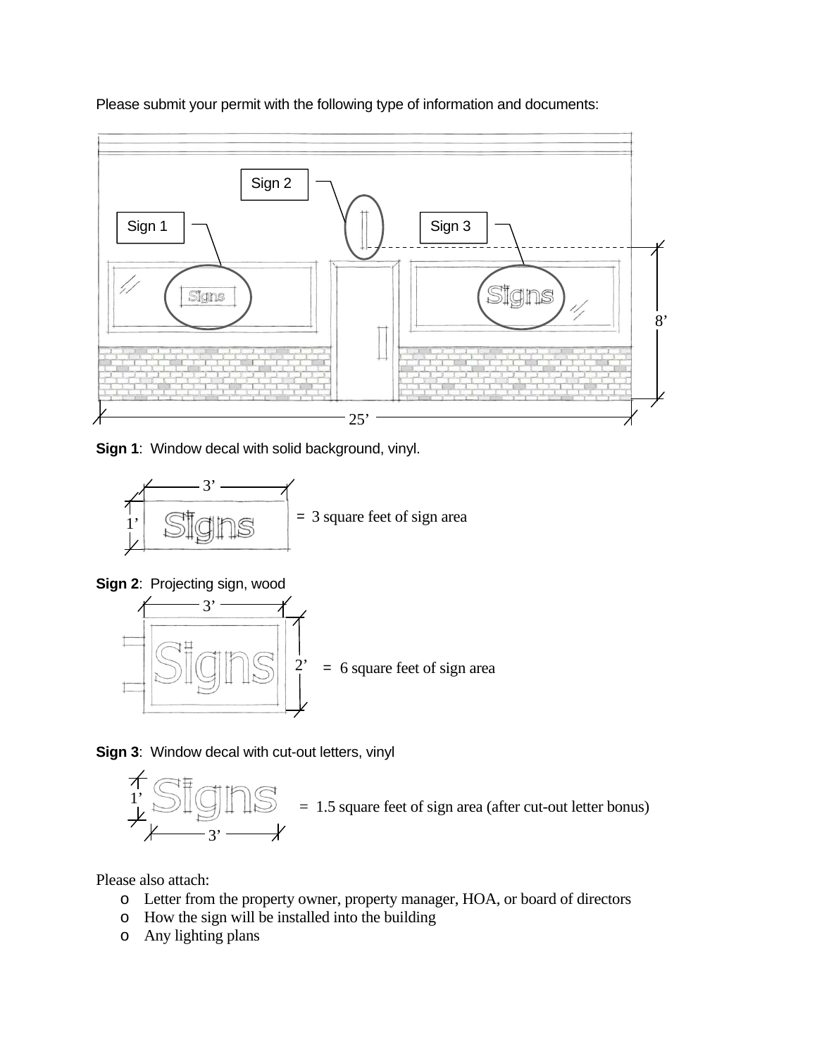Please submit your permit with the following type of information and documents:

Sign 2

Sign 1

Sign 3

8'

25'

**Sign 1**: Window decal with solid background, vinyl.

3'

1'

= 3 square feet of sign area

**Sign 2**: Projecting sign, wood

3'

2'

= 6 square feet of sign area

**Sign 3**: Window decal with cut-out letters, vinyl

1'

3'

= 1.5 square feet of sign area (after cut-out letter bonus)

Please also attach:

- Letter from the property owner, property manager, HOA, or board of directors
- How the sign will be installed into the building
- Any lighting plans